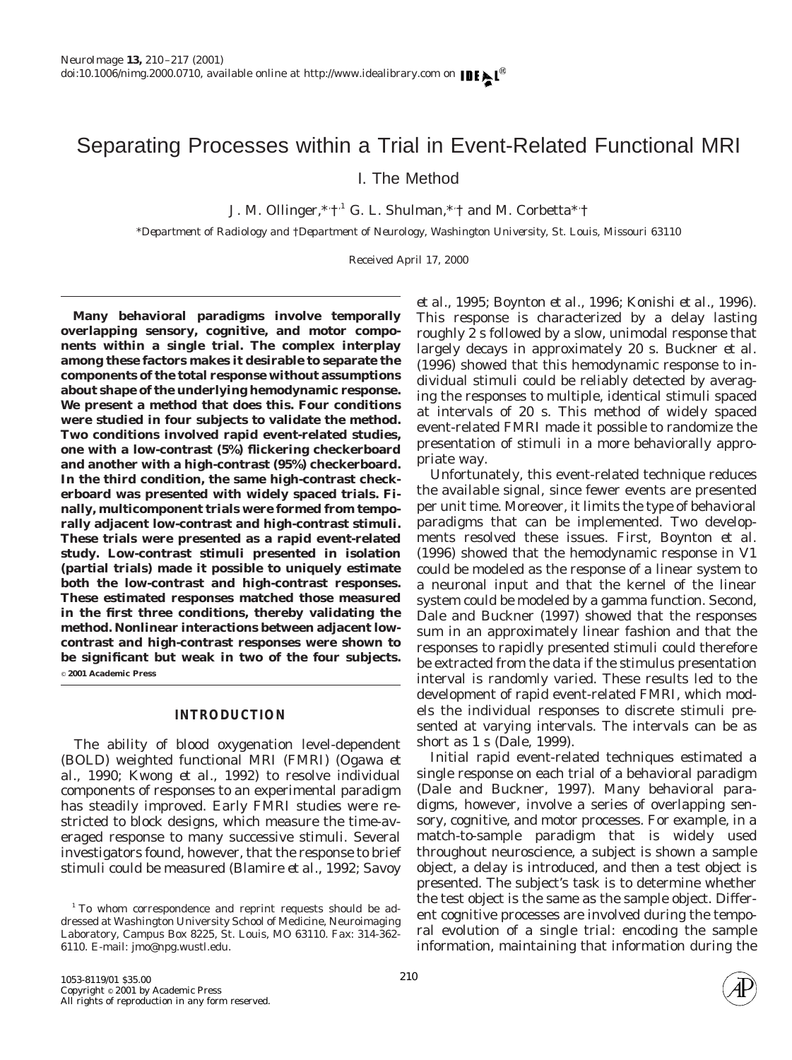# Separating Processes within a Trial in Event-Related Functional MRI

## I. The Method

J. M. Ollinger,*,†,[1] G. L. Shulman,*,† and M. Corbetta*,†

*Department of Radiology and †Department of Neurology, Washington University, St. Louis, Missouri 63110

Received April 17, 2000

**Many behavioral paradigms involve temporally overlapping sensory, cognitive, and motor components within a single trial. The complex interplay among these factors makes it desirable to separate the components of the total response without assumptions about shape of the underlying hemodynamic response. We present a method that does this. Four conditions were studied in four subjects to validate the method. Two conditions involved rapid event-related studies, one with a low-contrast (5%) flickering checkerboard and another with a high-contrast (95%) checkerboard. In the third condition, the same high-contrast checkerboard was presented with widely spaced trials. Finally, multicomponent trials were formed from temporally adjacent low-contrast and high-contrast stimuli. These trials were presented as a rapid event-related study. Low-contrast stimuli presented in isolation (partial trials) made it possible to uniquely estimate both the low-contrast and high-contrast responses. These estimated responses matched those measured in the first three conditions, thereby validating the method. Nonlinear interactions between adjacent low-contrast and high-contrast responses were shown to be significant but weak in two of the four subjects.** © **2001 Academic Press**

## INTRODUCTION

The ability of blood oxygenation level-dependent (BOLD) weighted functional MRI (FMRI) (Ogawa *et al.*, 1990; Kwong *et al.*, 1992) to resolve individual components of responses to an experimental paradigm has steadily improved. Early FMRI studies were restricted to block designs, which measure the time-averaged response to many successive stimuli. Several investigators found, however, that the response to brief stimuli could be measured (Blamire *et al.*, 1992; Savoy *et al.*, 1995; Boynton *et al.*, 1996; Konishi *et al.*, 1996). This response is characterized by a delay lasting roughly 2 s followed by a slow, unimodal response that largely decays in approximately 20 s. Buckner *et al.* (1996) showed that this hemodynamic response to individual stimuli could be reliably detected by averaging the responses to multiple, identical stimuli spaced at intervals of 20 s. This method of widely spaced event-related FMRI made it possible to randomize the presentation of stimuli in a more behaviorally appropriate way.

Unfortunately, this event-related technique reduces the available signal, since fewer events are presented per unit time. Moreover, it limits the type of behavioral paradigms that can be implemented. Two developments resolved these issues. First, Boynton *et al.* (1996) showed that the hemodynamic response in V1 could be modeled as the response of a linear system to a neuronal input and that the kernel of the linear system could be modeled by a gamma function. Second, Dale and Buckner (1997) showed that the responses sum in an approximately linear fashion and that the responses to rapidly presented stimuli could therefore be extracted from the data if the stimulus presentation interval is randomly varied. These results led to the development of rapid event-related FMRI, which models the individual responses to discrete stimuli presented at varying intervals. The intervals can be as short as 1 s (Dale, 1999).

Initial rapid event-related techniques estimated a single response on each trial of a behavioral paradigm (Dale and Buckner, 1997). Many behavioral paradigms, however, involve a series of overlapping sensory, cognitive, and motor processes. For example, in a match-to-sample paradigm that is widely used throughout neuroscience, a subject is shown a sample object, a delay is introduced, and then a test object is presented. The subject's task is to determine whether the test object is the same as the sample object. Different cognitive processes are involved during the temporal evolution of a single trial: encoding the sample information, maintaining that information during the

[1] To whom correspondence and reprint requests should be addressed at Washington University School of Medicine, Neuroimaging Laboratory, Campus Box 8225, St. Louis, MO 63110. Fax: 314-362-6110. E-mail: jmo@npg.wustl.edu.

1053-8119/01 $35.00
Copyright © 2001 by Academic Press
All rights of reproduction in any form reserved.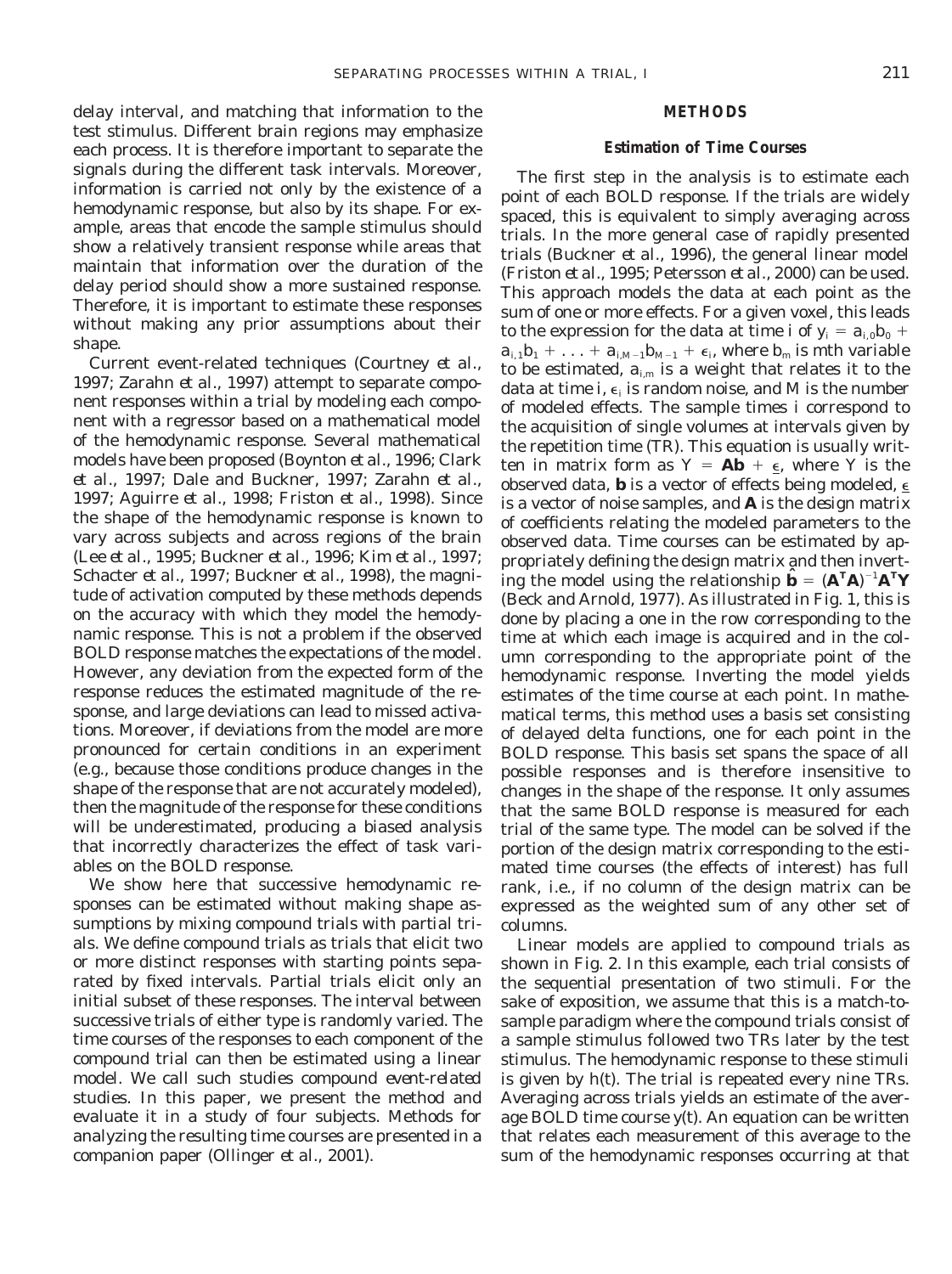delay interval, and matching that information to the test stimulus. Different brain regions may emphasize each process. It is therefore important to separate the signals during the different task intervals. Moreover, information is carried not only by the existence of a hemodynamic response, but also by its shape. For example, areas that encode the sample stimulus should show a relatively transient response while areas that maintain that information over the duration of the delay period should show a more sustained response. Therefore, it is important to estimate these responses without making any prior assumptions about their shape.

Current event-related techniques (Courtney *et al.*, 1997; Zarahn *et al.*, 1997) attempt to separate component responses within a trial by modeling each component with a regressor based on a mathematical model of the hemodynamic response. Several mathematical models have been proposed (Boynton *et al.*, 1996; Clark *et al.*, 1997; Dale and Buckner, 1997; Zarahn *et al.*, 1997; Aguirre *et al.*, 1998; Friston *et al.*, 1998). Since the shape of the hemodynamic response is known to vary across subjects and across regions of the brain (Lee *et al.*, 1995; Buckner *et al.*, 1996; Kim *et al.*, 1997; Schacter *et al.*, 1997; Buckner *et al.*, 1998), the magnitude of activation computed by these methods depends on the accuracy with which they model the hemodynamic response. This is not a problem if the observed BOLD response matches the expectations of the model. However, any deviation from the expected form of the response reduces the estimated magnitude of the response, and large deviations can lead to missed activations. Moreover, if deviations from the model are more pronounced for certain conditions in an experiment (e.g., because those conditions produce changes in the shape of the response that are not accurately modeled), then the magnitude of the response for these conditions will be underestimated, producing a biased analysis that incorrectly characterizes the effect of task variables on the BOLD response.

We show here that successive hemodynamic responses can be estimated without making shape assumptions by mixing compound trials with partial trials. We define compound trials as trials that elicit two or more distinct responses with starting points separated by fixed intervals. Partial trials elicit only an initial subset of these responses. The interval between successive trials of either type is randomly varied. The time courses of the responses to each component of the compound trial can then be estimated using a linear model. We call such studies *compound event-related* studies. In this paper, we present the method and evaluate it in a study of four subjects. Methods for analyzing the resulting time courses are presented in a companion paper (Ollinger *et al.*, 2001).

## METHODS

### Estimation of Time Courses

The first step in the analysis is to estimate each point of each BOLD response. If the trials are widely spaced, this is equivalent to simply averaging across trials. In the more general case of rapidly presented trials (Buckner *et al.*, 1996), the general linear model (Friston *et al.*, 1995; Petersson *et al.*, 2000) can be used. This approach models the data at each point as the sum of one or more effects. For a given voxel, this leads to the expression for the data at time i of $y_i = a_{i,0}b_0 + a_{i,1}b_1 + \ldots + a_{i,M-1}b_{M-1} + \epsilon_i$, where $b_m$ is mth variable to be estimated, $a_{i,m}$ is a weight that relates it to the data at time i, $\epsilon_i$ is random noise, and M is the number of modeled effects. The sample times i correspond to the acquisition of single volumes at intervals given by the repetition time (TR). This equation is usually written in matrix form as $Y = \mathbf{Ab} + \underline{\epsilon}$, where Y is the observed data, $\mathbf{b}$ is a vector of effects being modeled, $\underline{\epsilon}$ is a vector of noise samples, and $\mathbf{A}$ is the design matrix of coefficients relating the modeled parameters to the observed data. Time courses can be estimated by appropriately defining the design matrix and then inverting the model using the relationship $\hat{\mathbf{b}} = (\mathbf{A}^T\mathbf{A})^{-1}\mathbf{A}^T\mathbf{Y}$ (Beck and Arnold, 1977). As illustrated in Fig. 1, this is done by placing a one in the row corresponding to the time at which each image is acquired and in the column corresponding to the appropriate point of the hemodynamic response. Inverting the model yields estimates of the time course at each point. In mathematical terms, this method uses a basis set consisting of delayed delta functions, one for each point in the BOLD response. This basis set spans the space of all possible responses and is therefore insensitive to changes in the shape of the response. It only assumes that the same BOLD response is measured for each trial of the same type. The model can be solved if the portion of the design matrix corresponding to the estimated time courses (the effects of interest) has full rank, i.e., if no column of the design matrix can be expressed as the weighted sum of any other set of columns.

Linear models are applied to compound trials as shown in Fig. 2. In this example, each trial consists of the sequential presentation of two stimuli. For the sake of exposition, we assume that this is a match-to-sample paradigm where the compound trials consist of a sample stimulus followed two TRs later by the test stimulus. The hemodynamic response to these stimuli is given by h(t). The trial is repeated every nine TRs. Averaging across trials yields an estimate of the average BOLD time course y(t). An equation can be written that relates each measurement of this average to the sum of the hemodynamic responses occurring at that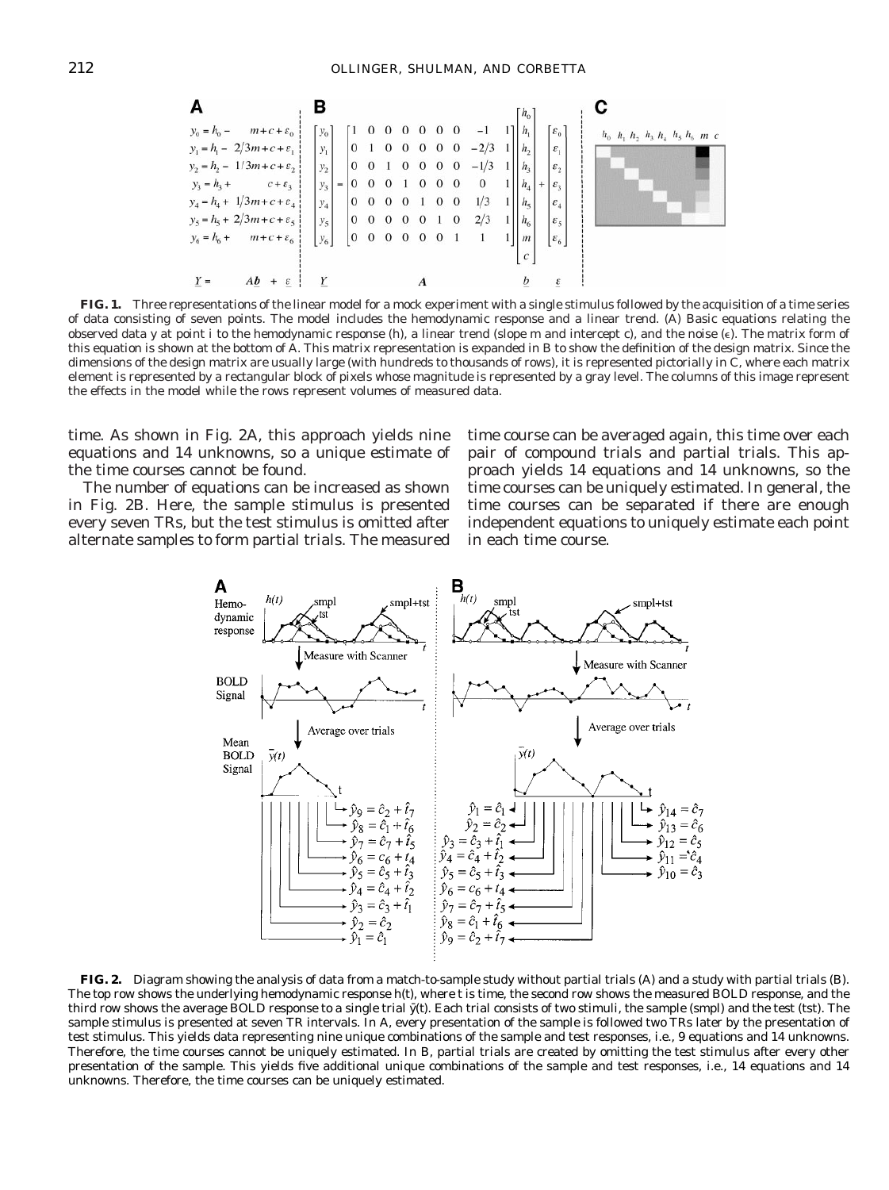**FIG. 1.** Three representations of the linear model for a mock experiment with a single stimulus followed by the acquisition of a time series of data consisting of seven points. The model includes the hemodynamic response and a linear trend. (A) Basic equations relating the observed data y at point i to the hemodynamic response (h), a linear trend (slope m and intercept c), and the noise ($\epsilon$). The matrix form of this equation is shown at the bottom of A. This matrix representation is expanded in B to show the definition of the design matrix. Since the dimensions of the design matrix are usually large (with hundreds to thousands of rows), it is represented pictorially in C, where each matrix element is represented by a rectangular block of pixels whose magnitude is represented by a gray level. The columns of this image represent the effects in the model while the rows represent volumes of measured data.

time. As shown in Fig. 2A, this approach yields nine equations and 14 unknowns, so a unique estimate of the time courses cannot be found.

The number of equations can be increased as shown in Fig. 2B. Here, the sample stimulus is presented every seven TRs, but the test stimulus is omitted after alternate samples to form partial trials. The measured time course can be averaged again, this time over each pair of compound trials and partial trials. This approach yields 14 equations and 14 unknowns, so the time courses can be uniquely estimated. In general, the time courses can be separated if there are enough independent equations to uniquely estimate each point in each time course.

**FIG. 2.** Diagram showing the analysis of data from a match-to-sample study without partial trials (A) and a study with partial trials (B). The top row shows the underlying hemodynamic response h(t), where t is time, the second row shows the measured BOLD response, and the third row shows the average BOLD response to a single trial $\bar{y}(t)$. Each trial consists of two stimuli, the sample (smpl) and the test (tst). The sample stimulus is presented at seven TR intervals. In A, every presentation of the sample is followed two TRs later by the presentation of test stimulus. This yields data representing nine unique combinations of the sample and test responses, i.e., 9 equations and 14 unknowns. Therefore, the time courses cannot be uniquely estimated. In B, partial trials are created by omitting the test stimulus after every other presentation of the sample. This yields five additional unique combinations of the sample and test responses, i.e., 14 equations and 14 unknowns. Therefore, the time courses can be uniquely estimated.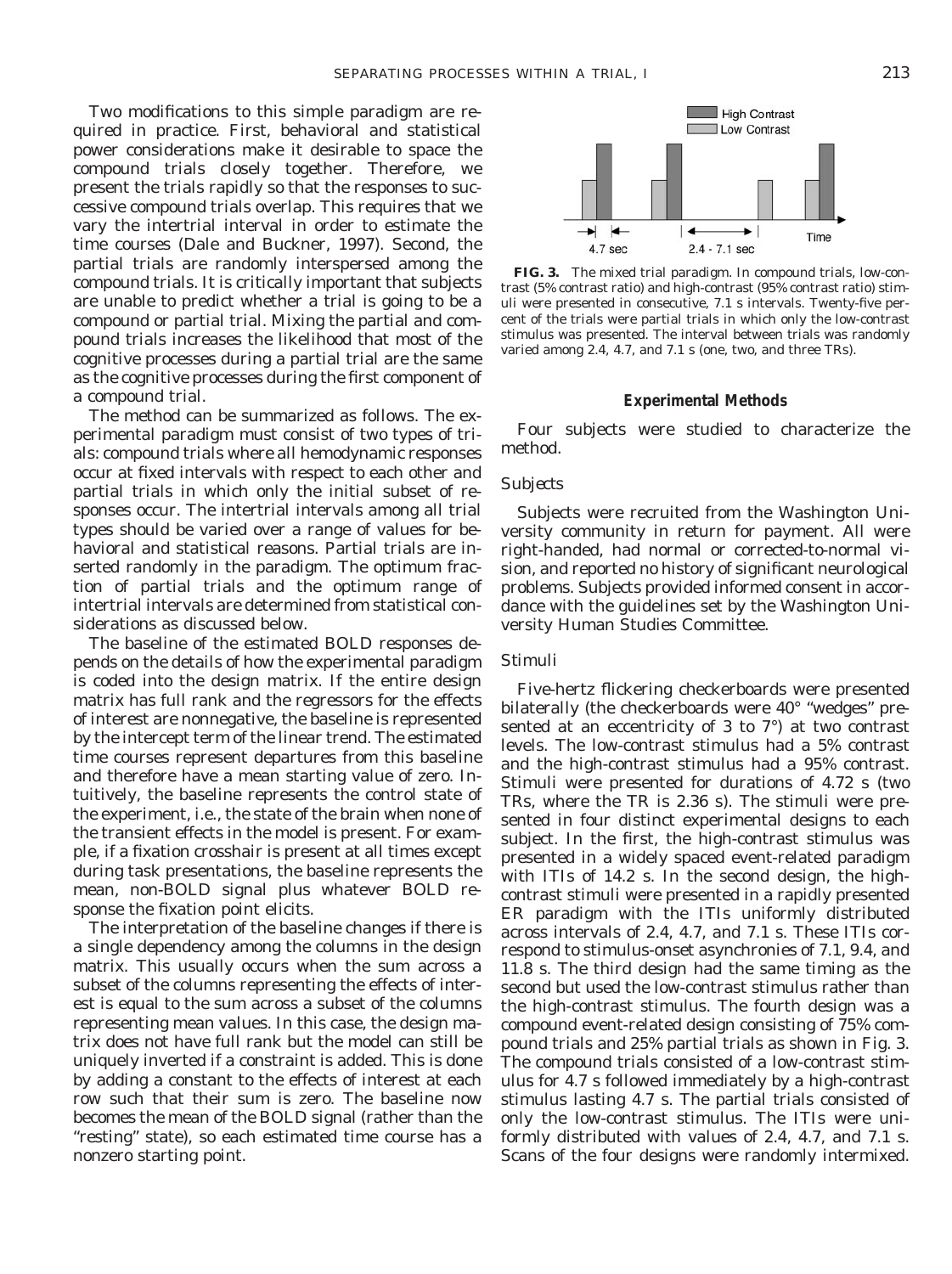Two modifications to this simple paradigm are required in practice. First, behavioral and statistical power considerations make it desirable to space the compound trials closely together. Therefore, we present the trials rapidly so that the responses to successive compound trials overlap. This requires that we vary the intertrial interval in order to estimate the time courses (Dale and Buckner, 1997). Second, the partial trials are randomly interspersed among the compound trials. It is critically important that subjects are unable to predict whether a trial is going to be a compound or partial trial. Mixing the partial and compound trials increases the likelihood that most of the cognitive processes during a partial trial are the same as the cognitive processes during the first component of a compound trial.

The method can be summarized as follows. The experimental paradigm must consist of two types of trials: compound trials where all hemodynamic responses occur at fixed intervals with respect to each other and partial trials in which only the initial subset of responses occur. The intertrial intervals among all trial types should be varied over a range of values for behavioral and statistical reasons. Partial trials are inserted randomly in the paradigm. The optimum fraction of partial trials and the optimum range of intertrial intervals are determined from statistical considerations as discussed below.

The baseline of the estimated BOLD responses depends on the details of how the experimental paradigm is coded into the design matrix. If the entire design matrix has full rank and the regressors for the effects of interest are nonnegative, the baseline is represented by the intercept term of the linear trend. The estimated time courses represent departures from this baseline and therefore have a mean starting value of zero. Intuitively, the baseline represents the control state of the experiment, i.e., the state of the brain when none of the transient effects in the model is present. For example, if a fixation crosshair is present at all times except during task presentations, the baseline represents the mean, non-BOLD signal plus whatever BOLD response the fixation point elicits.

The interpretation of the baseline changes if there is a single dependency among the columns in the design matrix. This usually occurs when the sum across a subset of the columns representing the effects of interest is equal to the sum across a subset of the columns representing mean values. In this case, the design matrix does not have full rank but the model can still be uniquely inverted if a constraint is added. This is done by adding a constant to the effects of interest at each row such that their sum is zero. The baseline now becomes the mean of the BOLD signal (rather than the "resting" state), so each estimated time course has a nonzero starting point.

**FIG. 3.** The mixed trial paradigm. In compound trials, low-contrast (5% contrast ratio) and high-contrast (95% contrast ratio) stimuli were presented in consecutive, 7.1 s intervals. Twenty-five percent of the trials were partial trials in which only the low-contrast stimulus was presented. The interval between trials was randomly varied among 2.4, 4.7, and 7.1 s (one, two, and three TRs).

## Experimental Methods

Four subjects were studied to characterize the method.

### *Subjects*

Subjects were recruited from the Washington University community in return for payment. All were right-handed, had normal or corrected-to-normal vision, and reported no history of significant neurological problems. Subjects provided informed consent in accordance with the guidelines set by the Washington University Human Studies Committee.

### *Stimuli*

Five-hertz flickering checkerboards were presented bilaterally (the checkerboards were 40° "wedges" presented at an eccentricity of 3 to 7°) at two contrast levels. The low-contrast stimulus had a 5% contrast and the high-contrast stimulus had a 95% contrast. Stimuli were presented for durations of 4.72 s (two TRs, where the TR is 2.36 s). The stimuli were presented in four distinct experimental designs to each subject. In the first, the high-contrast stimulus was presented in a widely spaced event-related paradigm with ITIs of 14.2 s. In the second design, the high-contrast stimuli were presented in a rapidly presented ER paradigm with the ITIs uniformly distributed across intervals of 2.4, 4.7, and 7.1 s. These ITIs correspond to stimulus-onset asynchronies of 7.1, 9.4, and 11.8 s. The third design had the same timing as the second but used the low-contrast stimulus rather than the high-contrast stimulus. The fourth design was a compound event-related design consisting of 75% compound trials and 25% partial trials as shown in Fig. 3. The compound trials consisted of a low-contrast stimulus for 4.7 s followed immediately by a high-contrast stimulus lasting 4.7 s. The partial trials consisted of only the low-contrast stimulus. The ITIs were uniformly distributed with values of 2.4, 4.7, and 7.1 s. Scans of the four designs were randomly intermixed.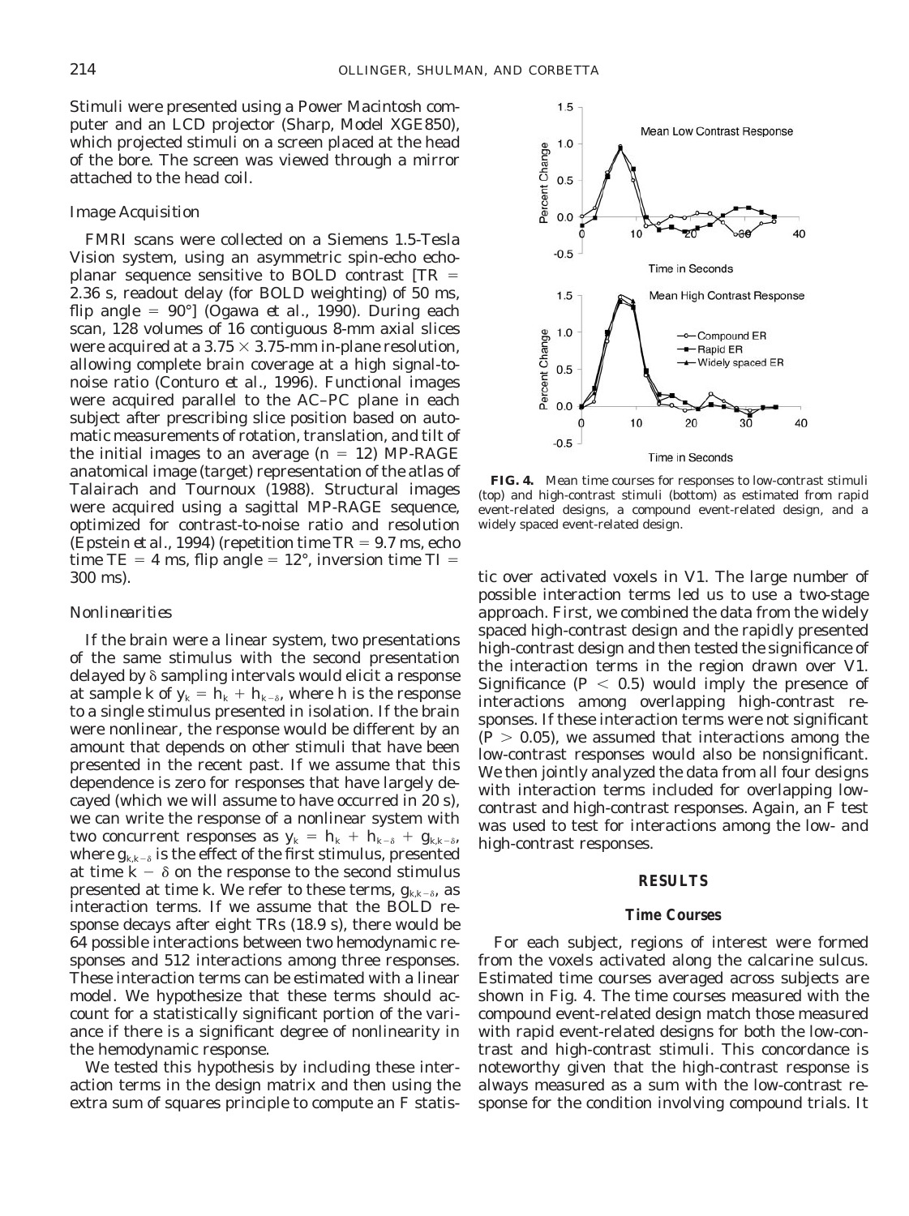Stimuli were presented using a Power Macintosh computer and an LCD projector (Sharp, Model XGE850), which projected stimuli on a screen placed at the head of the bore. The screen was viewed through a mirror attached to the head coil.

### *Image Acquisition*

FMRI scans were collected on a Siemens 1.5-Tesla Vision system, using an asymmetric spin-echo echo-planar sequence sensitive to BOLD contrast [TR = 2.36 s, readout delay (for BOLD weighting) of 50 ms, flip angle = 90°] (Ogawa *et al.*, 1990). During each scan, 128 volumes of 16 contiguous 8-mm axial slices were acquired at a 3.75 × 3.75-mm in-plane resolution, allowing complete brain coverage at a high signal-to-noise ratio (Conturo *et al.*, 1996). Functional images were acquired parallel to the AC–PC plane in each subject after prescribing slice position based on automatic measurements of rotation, translation, and tilt of the initial images to an average ($n = 12$) MP-RAGE anatomical image (target) representation of the atlas of Talairach and Tournoux (1988). Structural images were acquired using a sagittal MP-RAGE sequence, optimized for contrast-to-noise ratio and resolution (Epstein *et al.*, 1994) (repetition time TR = 9.7 ms, echo time TE = 4 ms, flip angle = 12°, inversion time TI = 300 ms).

### *Nonlinearities*

If the brain were a linear system, two presentations of the same stimulus with the second presentation delayed by $\delta$ sampling intervals would elicit a response at sample $k$ of $y_k = h_k + h_{k-\delta}$, where $h$ is the response to a single stimulus presented in isolation. If the brain were nonlinear, the response would be different by an amount that depends on other stimuli that have been presented in the recent past. If we assume that this dependence is zero for responses that have largely decayed (which we will assume to have occurred in 20 s), we can write the response of a nonlinear system with two concurrent responses as $y_k = h_k + h_{k-\delta} + g_{k,k-\delta}$, where $g_{k,k-\delta}$ is the effect of the first stimulus, presented at time $k - \delta$ on the response to the second stimulus presented at time $k$. We refer to these terms, $g_{k,k-\delta}$, as interaction terms. If we assume that the BOLD response decays after eight TRs (18.9 s), there would be 64 possible interactions between two hemodynamic responses and 512 interactions among three responses. These interaction terms can be estimated with a linear model. We hypothesize that these terms should account for a statistically significant portion of the variance if there is a significant degree of nonlinearity in the hemodynamic response.

We tested this hypothesis by including these interaction terms in the design matrix and then using the extra sum of squares principle to compute an $F$ statistic over activated voxels in V1. The large number of possible interaction terms led us to use a two-stage approach. First, we combined the data from the widely spaced high-contrast design and the rapidly presented high-contrast design and then tested the significance of the interaction terms in the region drawn over V1. Significance ($P < 0.5$) would imply the presence of interactions among overlapping high-contrast responses. If these interaction terms were not significant ($P > 0.05$), we assumed that interactions among the low-contrast responses would also be nonsignificant. We then jointly analyzed the data from all four designs with interaction terms included for overlapping low-contrast and high-contrast responses. Again, an $F$ test was used to test for interactions among the low- and high-contrast responses.

**FIG. 4.** Mean time courses for responses to low-contrast stimuli (top) and high-contrast stimuli (bottom) as estimated from rapid event-related designs, a compound event-related design, and a widely spaced event-related design.

## RESULTS

### Time Courses

For each subject, regions of interest were formed from the voxels activated along the calcarine sulcus. Estimated time courses averaged across subjects are shown in Fig. 4. The time courses measured with the compound event-related design match those measured with rapid event-related designs for both the low-contrast and high-contrast stimuli. This concordance is noteworthy given that the high-contrast response is always measured as a sum with the low-contrast response for the condition involving compound trials. It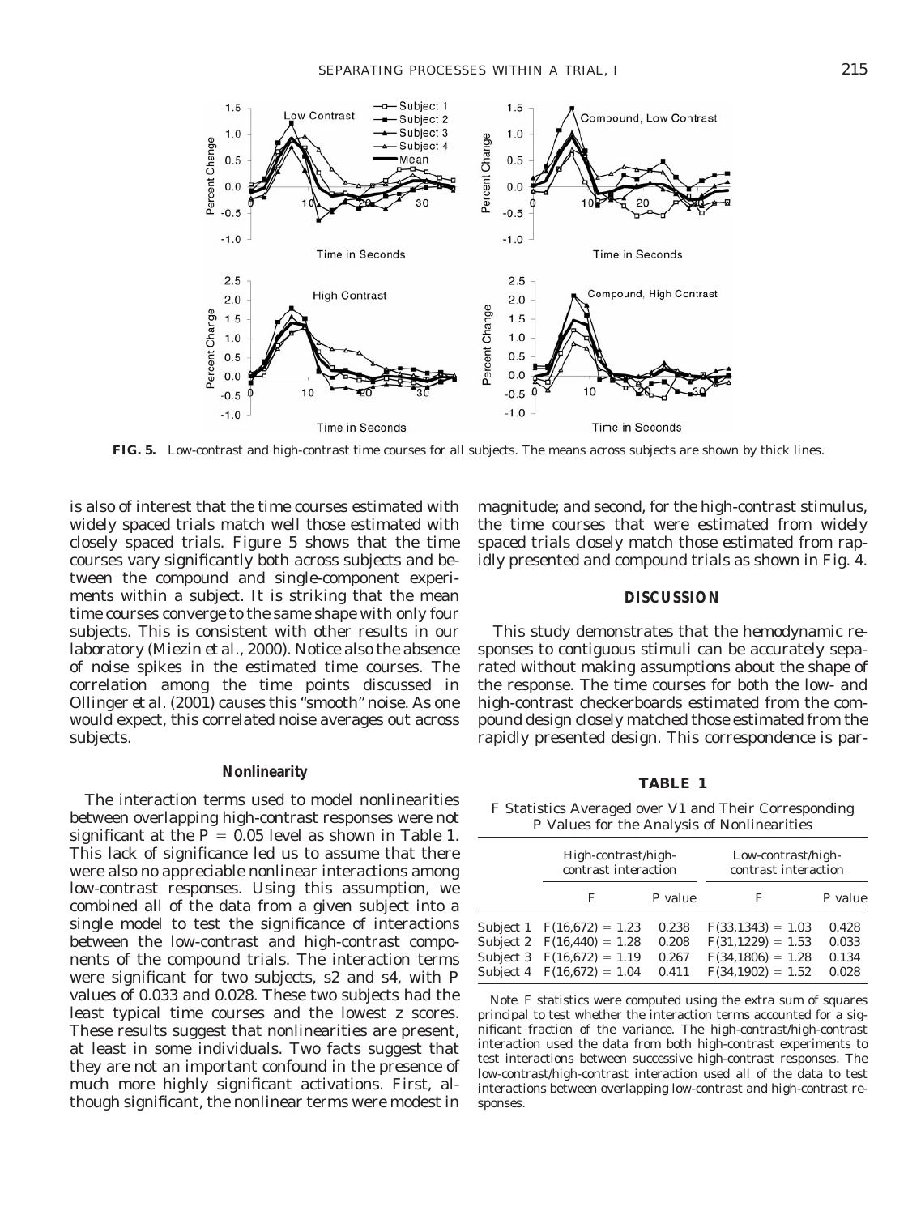**FIG. 5.** Low-contrast and high-contrast time courses for all subjects. The means across subjects are shown by thick lines.

is also of interest that the time courses estimated with widely spaced trials match well those estimated with closely spaced trials. Figure 5 shows that the time courses vary significantly both across subjects and between the compound and single-component experiments within a subject. It is striking that the mean time courses converge to the same shape with only four subjects. This is consistent with other results in our laboratory (Miezin *et al.*, 2000). Notice also the absence of noise spikes in the estimated time courses. The correlation among the time points discussed in Ollinger *et al.* (2001) causes this "smooth" noise. As one would expect, this correlated noise averages out across subjects.

### Nonlinearity

The interaction terms used to model nonlinearities between overlapping high-contrast responses were not significant at the $P = 0.05$ level as shown in Table 1. This lack of significance led us to assume that there were also no appreciable nonlinear interactions among low-contrast responses. Using this assumption, we combined all of the data from a given subject into a single model to test the significance of interactions between the low-contrast and high-contrast components of the compound trials. The interaction terms were significant for two subjects, s2 and s4, with $P$ values of 0.033 and 0.028. These two subjects had the least typical time courses and the lowest $z$ scores. These results suggest that nonlinearities are present, at least in some individuals. Two facts suggest that they are not an important confound in the presence of much more highly significant activations. First, although significant, the nonlinear terms were modest in magnitude; and second, for the high-contrast stimulus, the time courses that were estimated from widely spaced trials closely match those estimated from rapidly presented and compound trials as shown in Fig. 4.

## DISCUSSION

This study demonstrates that the hemodynamic responses to contiguous stimuli can be accurately separated without making assumptions about the shape of the response. The time courses for both the low- and high-contrast checkerboards estimated from the compound design closely matched those estimated from the rapidly presented design. This correspondence is par-

**TABLE 1**

*F* Statistics Averaged over V1 and Their Corresponding *P* Values for the Analysis of Nonlinearities

| | High-contrast/high-contrast interaction | | Low-contrast/high-contrast interaction | |
|---|---|---|---|---|
| | $F$ | $P$ value | $F$ | $P$ value |
| Subject 1 | $F(16,672) = 1.23$ | 0.238 | $F(33,1343) = 1.03$ | 0.428 |
| Subject 2 | $F(16,440) = 1.28$ | 0.208 | $F(31,1229) = 1.53$ | 0.033 |
| Subject 3 | $F(16,672) = 1.19$ | 0.267 | $F(34,1806) = 1.28$ | 0.134 |
| Subject 4 | $F(16,672) = 1.04$ | 0.411 | $F(34,1902) = 1.52$ | 0.028 |

*Note.* $F$ statistics were computed using the extra sum of squares principal to test whether the interaction terms accounted for a significant fraction of the variance. The high-contrast/high-contrast interaction used the data from both high-contrast experiments to test interactions between successive high-contrast responses. The low-contrast/high-contrast interaction used all of the data to test interactions between overlapping low-contrast and high-contrast responses.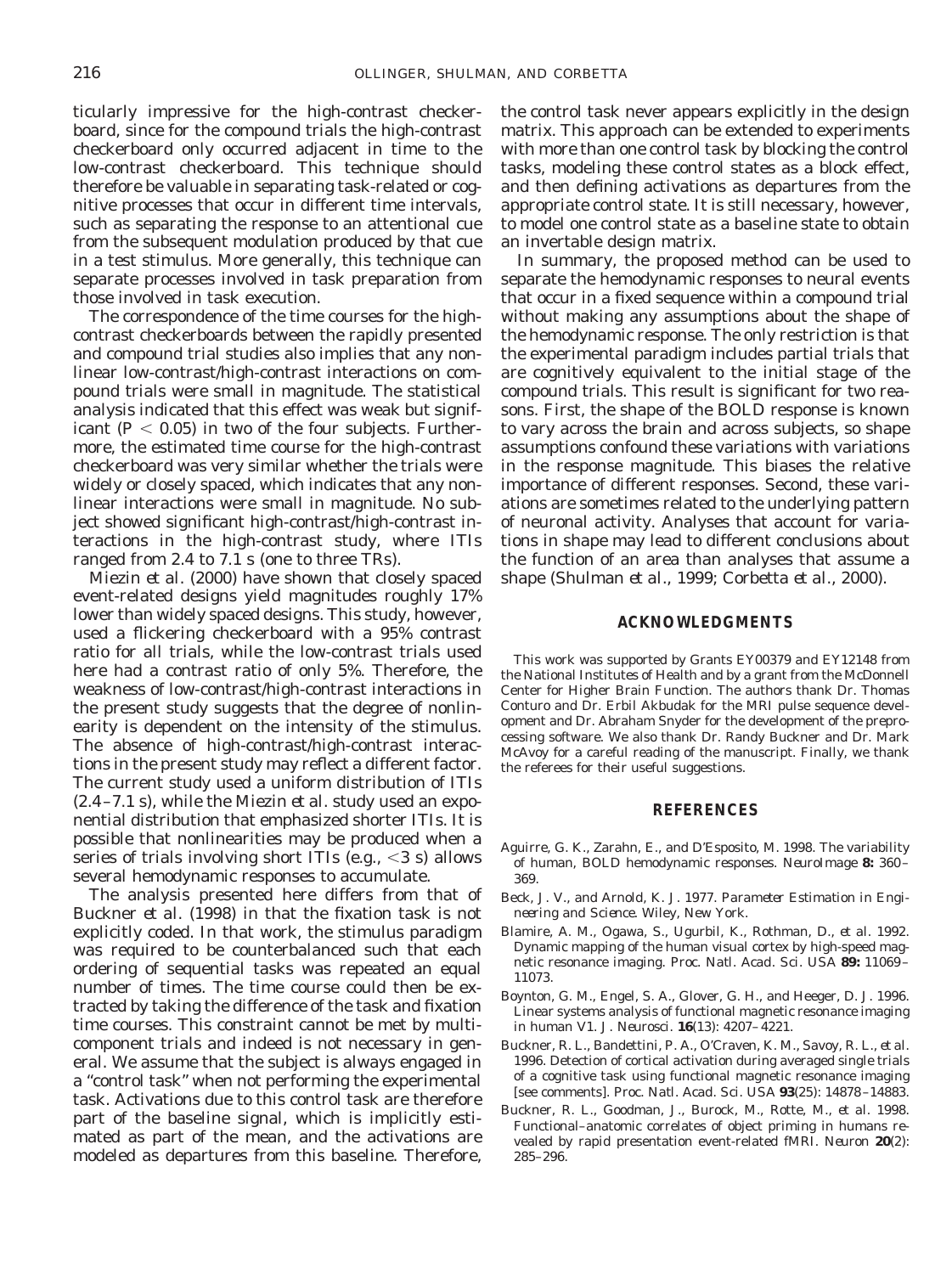ticularly impressive for the high-contrast checkerboard, since for the compound trials the high-contrast checkerboard only occurred adjacent in time to the low-contrast checkerboard. This technique should therefore be valuable in separating task-related or cognitive processes that occur in different time intervals, such as separating the response to an attentional cue from the subsequent modulation produced by that cue in a test stimulus. More generally, this technique can separate processes involved in task preparation from those involved in task execution.

The correspondence of the time courses for the high-contrast checkerboards between the rapidly presented and compound trial studies also implies that any nonlinear low-contrast/high-contrast interactions on compound trials were small in magnitude. The statistical analysis indicated that this effect was weak but significant ($P < 0.05$) in two of the four subjects. Furthermore, the estimated time course for the high-contrast checkerboard was very similar whether the trials were widely or closely spaced, which indicates that any nonlinear interactions were small in magnitude. No subject showed significant high-contrast/high-contrast interactions in the high-contrast study, where ITIs ranged from 2.4 to 7.1 s (one to three TRs).

Miezin *et al.* (2000) have shown that closely spaced event-related designs yield magnitudes roughly 17% lower than widely spaced designs. This study, however, used a flickering checkerboard with a 95% contrast ratio for all trials, while the low-contrast trials used here had a contrast ratio of only 5%. Therefore, the weakness of low-contrast/high-contrast interactions in the present study suggests that the degree of nonlinearity is dependent on the intensity of the stimulus. The absence of high-contrast/high-contrast interactions in the present study may reflect a different factor. The current study used a uniform distribution of ITIs (2.4–7.1 s), while the Miezin *et al.* study used an exponential distribution that emphasized shorter ITIs. It is possible that nonlinearities may be produced when a series of trials involving short ITIs (e.g., <3 s) allows several hemodynamic responses to accumulate.

The analysis presented here differs from that of Buckner *et al.* (1998) in that the fixation task is not explicitly coded. In that work, the stimulus paradigm was required to be counterbalanced such that each ordering of sequential tasks was repeated an equal number of times. The time course could then be extracted by taking the difference of the task and fixation time courses. This constraint cannot be met by multi-component trials and indeed is not necessary in general. We assume that the subject is always engaged in a "control task" when not performing the experimental task. Activations due to this control task are therefore part of the baseline signal, which is implicitly estimated as part of the mean, and the activations are modeled as departures from this baseline. Therefore, the control task never appears explicitly in the design matrix. This approach can be extended to experiments with more than one control task by blocking the control tasks, modeling these control states as a block effect, and then defining activations as departures from the appropriate control state. It is still necessary, however, to model one control state as a baseline state to obtain an invertable design matrix.

In summary, the proposed method can be used to separate the hemodynamic responses to neural events that occur in a fixed sequence within a compound trial without making any assumptions about the shape of the hemodynamic response. The only restriction is that the experimental paradigm includes partial trials that are cognitively equivalent to the initial stage of the compound trials. This result is significant for two reasons. First, the shape of the BOLD response is known to vary across the brain and across subjects, so shape assumptions confound these variations with variations in the response magnitude. This biases the relative importance of different responses. Second, these variations are sometimes related to the underlying pattern of neuronal activity. Analyses that account for variations in shape may lead to different conclusions about the function of an area than analyses that assume a shape (Shulman *et al.*, 1999; Corbetta *et al.*, 2000).

## ACKNOWLEDGMENTS

This work was supported by Grants EY00379 and EY12148 from the National Institutes of Health and by a grant from the McDonnell Center for Higher Brain Function. The authors thank Dr. Thomas Conturo and Dr. Erbil Akbudak for the MRI pulse sequence development and Dr. Abraham Snyder for the development of the preprocessing software. We also thank Dr. Randy Buckner and Dr. Mark McAvoy for a careful reading of the manuscript. Finally, we thank the referees for their useful suggestions.

## REFERENCES

Aguirre, G. K., Zarahn, E., and D'Esposito, M. 1998. The variability of human, BOLD hemodynamic responses. *NeuroImage* **8:** 360–369.

Beck, J. V., and Arnold, K. J. 1977. *Parameter Estimation in Engineering and Science.* Wiley, New York.

Blamire, A. M., Ogawa, S., Ugurbil, K., Rothman, D., *et al.* 1992. Dynamic mapping of the human visual cortex by high-speed magnetic resonance imaging. *Proc. Natl. Acad. Sci. USA* **89:** 11069–11073.

Boynton, G. M., Engel, S. A., Glover, G. H., and Heeger, D. J. 1996. Linear systems analysis of functional magnetic resonance imaging in human V1. *J. Neurosci.* **16**(13): 4207–4221.

Buckner, R. L., Bandettini, P. A., O'Craven, K. M., Savoy, R. L., *et al.* 1996. Detection of cortical activation during averaged single trials of a cognitive task using functional magnetic resonance imaging [see comments]. *Proc. Natl. Acad. Sci. USA* **93**(25): 14878–14883.

Buckner, R. L., Goodman, J., Burock, M., Rotte, M., *et al.* 1998. Functional–anatomic correlates of object priming in humans revealed by rapid presentation event-related fMRI. *Neuron* **20**(2): 285–296.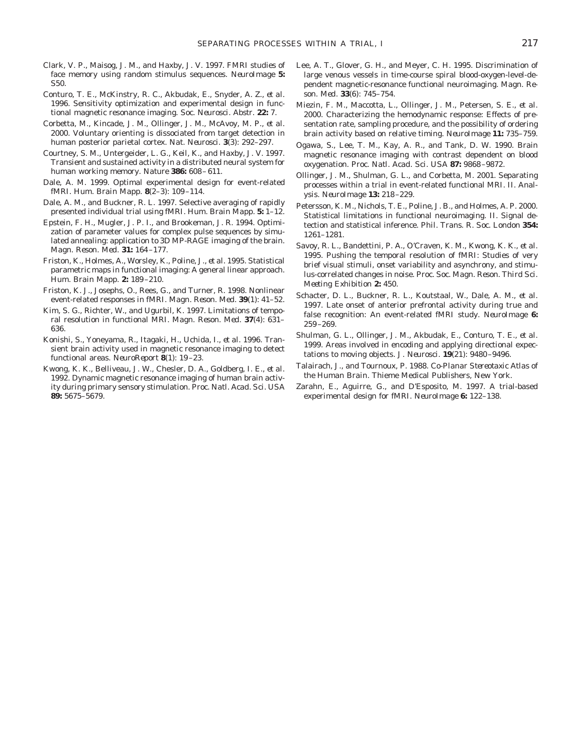Clark, V. P., Maisog, J. M., and Haxby, J. V. 1997. FMRI studies of face memory using random stimulus sequences. *NeuroImage* **5:** S50.

Conturo, T. E., McKinstry, R. C., Akbudak, E., Snyder, A. Z., *et al.* 1996. Sensitivity optimization and experimental design in functional magnetic resonance imaging. *Soc. Neurosci. Abstr.* **22:** 7.

Corbetta, M., Kincade, J. M., Ollinger, J. M., McAvoy, M. P., *et al.* 2000. Voluntary orienting is dissociated from target detection in human posterior parietal cortex. *Nat. Neurosci.* **3**(3): 292–297.

Courtney, S. M., Untergeider, L. G., Keil, K., and Haxby, J. V. 1997. Transient and sustained activity in a distributed neural system for human working memory. *Nature* **386:** 608–611.

Dale, A. M. 1999. Optimal experimental design for event-related fMRI. *Hum. Brain Mapp.* **8**(2–3): 109–114.

Dale, A. M., and Buckner, R. L. 1997. Selective averaging of rapidly presented individual trial using fMRI. *Hum. Brain Mapp.* **5:** 1–12.

Epstein, F. H., Mugler, J. P. I., and Brookeman, J. R. 1994. Optimization of parameter values for complex pulse sequences by simulated annealing: application to 3D MP-RAGE imaging of the brain. *Magn. Reson. Med.* **31:** 164–177.

Friston, K., Holmes, A., Worsley, K., Poline, J., *et al.* 1995. Statistical parametric maps in functional imaging: A general linear approach. *Hum. Brain Mapp.* **2:** 189–210.

Friston, K. J., Josephs, O., Rees, G., and Turner, R. 1998. Nonlinear event-related responses in fMRI. *Magn. Reson. Med.* **39**(1): 41–52.

Kim, S. G., Richter, W., and Ugurbil, K. 1997. Limitations of temporal resolution in functional MRI. *Magn. Reson. Med.* **37**(4): 631–636.

Konishi, S., Yoneyama, R., Itagaki, H., Uchida, I., *et al.* 1996. Transient brain activity used in magnetic resonance imaging to detect functional areas. *NeuroReport* **8**(1): 19–23.

Kwong, K. K., Belliveau, J. W., Chesler, D. A., Goldberg, I. E., *et al.* 1992. Dynamic magnetic resonance imaging of human brain activity during primary sensory stimulation. *Proc. Natl. Acad. Sci. USA* **89:** 5675–5679.

Lee, A. T., Glover, G. H., and Meyer, C. H. 1995. Discrimination of large venous vessels in time-course spiral blood-oxygen-level-dependent magnetic-resonance functional neuroimaging. *Magn. Reson. Med.* **33**(6): 745–754.

Miezin, F. M., Maccotta, L., Ollinger, J. M., Petersen, S. E., *et al.* 2000. Characterizing the hemodynamic response: Effects of presentation rate, sampling procedure, and the possibility of ordering brain activity based on relative timing. *NeuroImage* **11:** 735–759.

Ogawa, S., Lee, T. M., Kay, A. R., and Tank, D. W. 1990. Brain magnetic resonance imaging with contrast dependent on blood oxygenation. *Proc. Natl. Acad. Sci. USA* **87:** 9868–9872.

Ollinger, J. M., Shulman, G. L., and Corbetta, M. 2001. Separating processes within a trial in event-related functional MRI. II. Analysis. *NeuroImage* **13:** 218–229.

Petersson, K. M., Nichols, T. E., Poline, J. B., and Holmes, A. P. 2000. Statistical limitations in functional neuroimaging. II. Signal detection and statistical inference. *Phil. Trans. R. Soc. London* **354:** 1261–1281.

Savoy, R. L., Bandettini, P. A., O'Craven, K. M., Kwong, K. K., *et al.* 1995. Pushing the temporal resolution of fMRI: Studies of very brief visual stimuli, onset variability and asynchrony, and stimulus-correlated changes in noise. *Proc. Soc. Magn. Reson. Third Sci. Meeting Exhibition* **2:** 450.

Schacter, D. L., Buckner, R. L., Koutstaal, W., Dale, A. M., *et al.* 1997. Late onset of anterior prefrontal activity during true and false recognition: An event-related fMRI study. *NeuroImage* **6:** 259–269.

Shulman, G. L., Ollinger, J. M., Akbudak, E., Conturo, T. E., *et al.* 1999. Areas involved in encoding and applying directional expectations to moving objects. *J. Neurosci.* **19**(21): 9480–9496.

Talairach, J., and Tournoux, P. 1988. *Co-Planar Stereotaxic Atlas of the Human Brain.* Thieme Medical Publishers, New York.

Zarahn, E., Aguirre, G., and D'Esposito, M. 1997. A trial-based experimental design for fMRI. *NeuroImage* **6:** 122–138.